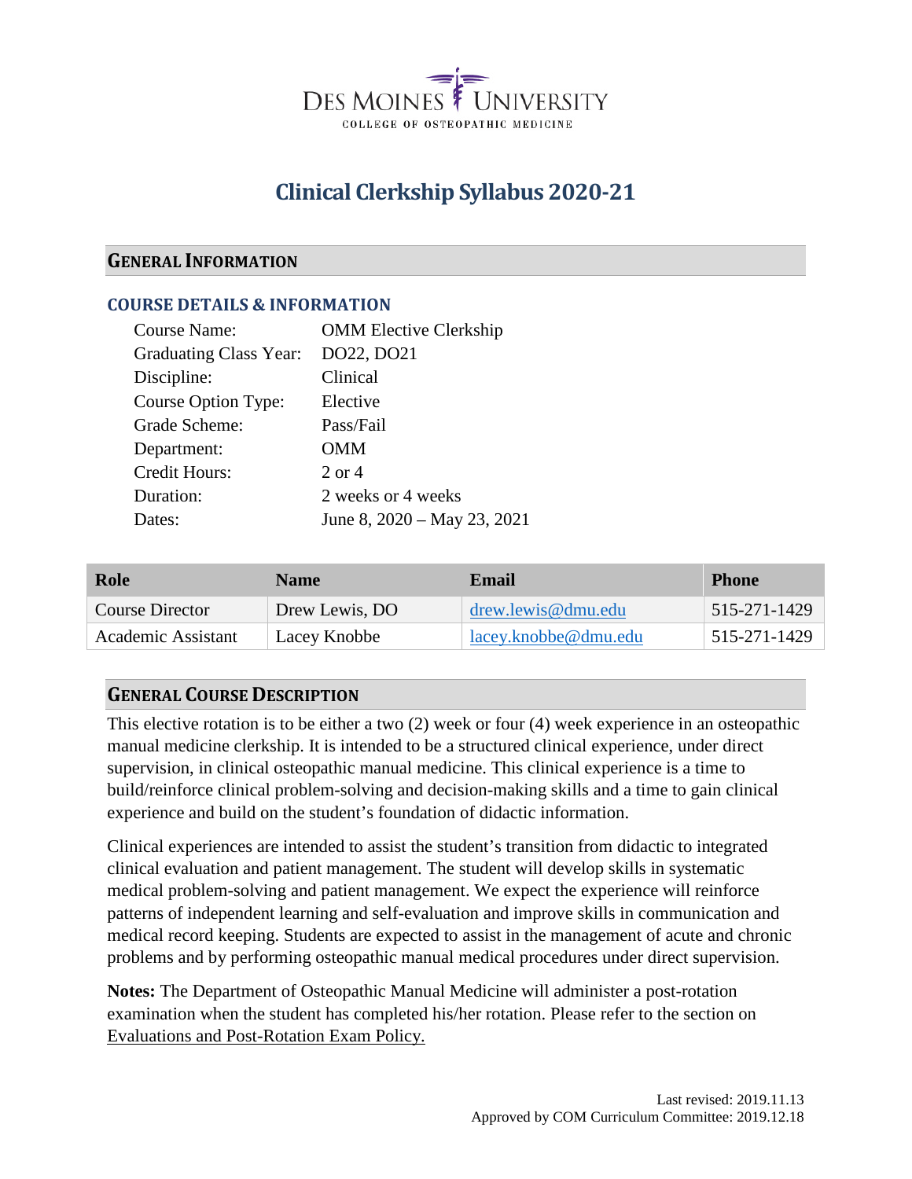DES MOINES UNIVERSITY
COLLEGE OF OSTEOPATHIC MEDICINE

# Clinical Clerkship Syllabus 2020-21

## GENERAL INFORMATION

### COURSE DETAILS & INFORMATION

| | |
|---|---|
| Course Name: | OMM Elective Clerkship |
| Graduating Class Year: | DO22, DO21 |
| Discipline: | Clinical |
| Course Option Type: | Elective |
| Grade Scheme: | Pass/Fail |
| Department: | OMM |
| Credit Hours: | 2 or 4 |
| Duration: | 2 weeks or 4 weeks |
| Dates: | June 8, 2020 – May 23, 2021 |

| Role | Name | Email | Phone |
|---|---|---|---|
| Course Director | Drew Lewis, DO | drew.lewis@dmu.edu | 515-271-1429 |
| Academic Assistant | Lacey Knobbe | lacey.knobbe@dmu.edu | 515-271-1429 |

## GENERAL COURSE DESCRIPTION

This elective rotation is to be either a two (2) week or four (4) week experience in an osteopathic manual medicine clerkship. It is intended to be a structured clinical experience, under direct supervision, in clinical osteopathic manual medicine. This clinical experience is a time to build/reinforce clinical problem-solving and decision-making skills and a time to gain clinical experience and build on the student's foundation of didactic information.

Clinical experiences are intended to assist the student's transition from didactic to integrated clinical evaluation and patient management. The student will develop skills in systematic medical problem-solving and patient management. We expect the experience will reinforce patterns of independent learning and self-evaluation and improve skills in communication and medical record keeping. Students are expected to assist in the management of acute and chronic problems and by performing osteopathic manual medical procedures under direct supervision.

**Notes:** The Department of Osteopathic Manual Medicine will administer a post-rotation examination when the student has completed his/her rotation. Please refer to the section on Evaluations and Post-Rotation Exam Policy.

Last revised: 2019.11.13
Approved by COM Curriculum Committee: 2019.12.18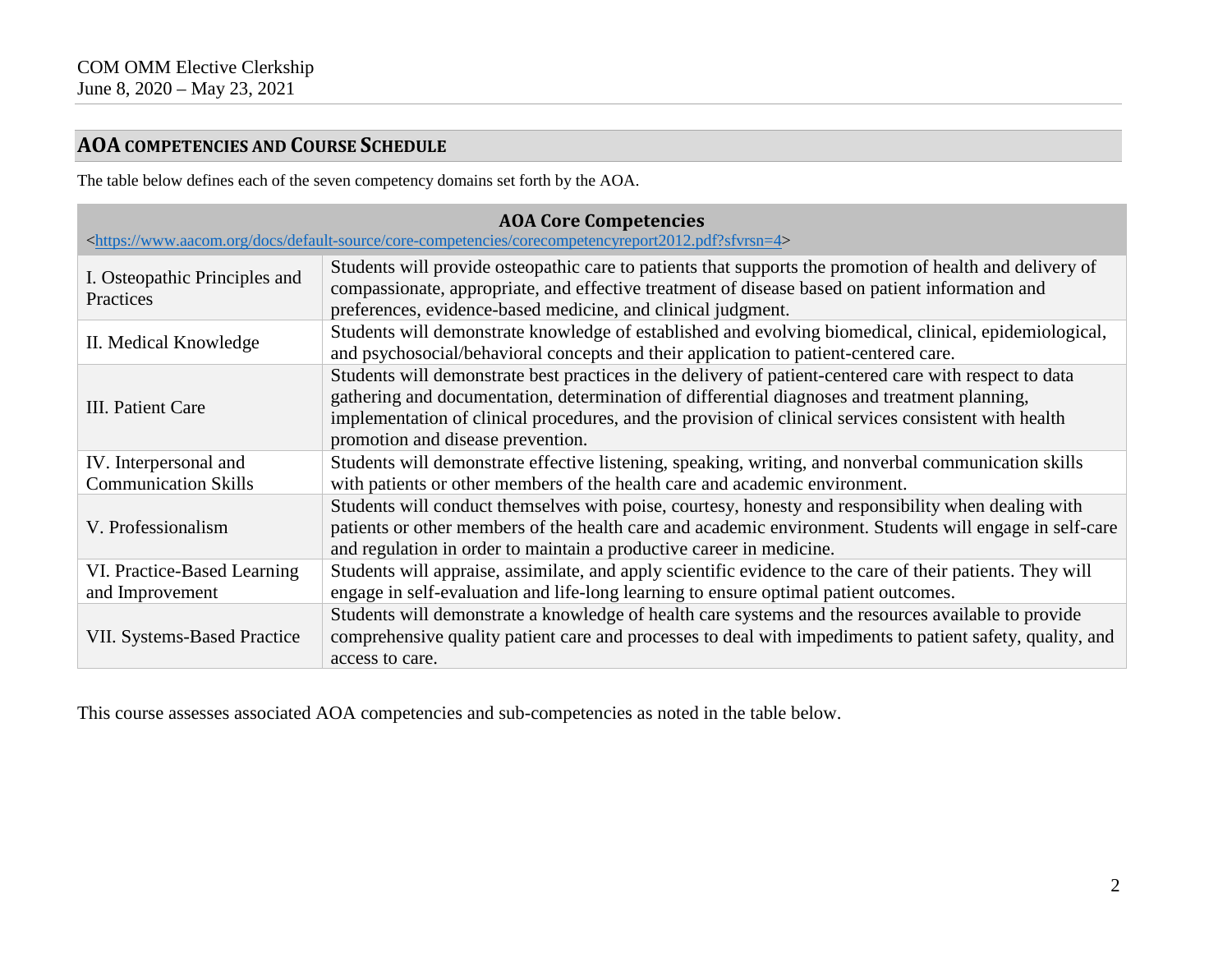## AOA COMPETENCIES AND COURSE SCHEDULE

The table below defines each of the seven competency domains set forth by the AOA.

| AOA Core Competencies <https://www.aacom.org/docs/default-source/core-competencies/corecompetencyreport2012.pdf?sfvrsn=4> | |
|---|---|
| I. Osteopathic Principles and Practices | Students will provide osteopathic care to patients that supports the promotion of health and delivery of compassionate, appropriate, and effective treatment of disease based on patient information and preferences, evidence-based medicine, and clinical judgment. |
| II. Medical Knowledge | Students will demonstrate knowledge of established and evolving biomedical, clinical, epidemiological, and psychosocial/behavioral concepts and their application to patient-centered care. |
| III. Patient Care | Students will demonstrate best practices in the delivery of patient-centered care with respect to data gathering and documentation, determination of differential diagnoses and treatment planning, implementation of clinical procedures, and the provision of clinical services consistent with health promotion and disease prevention. |
| IV. Interpersonal and Communication Skills | Students will demonstrate effective listening, speaking, writing, and nonverbal communication skills with patients or other members of the health care and academic environment. |
| V. Professionalism | Students will conduct themselves with poise, courtesy, honesty and responsibility when dealing with patients or other members of the health care and academic environment. Students will engage in self-care and regulation in order to maintain a productive career in medicine. |
| VI. Practice-Based Learning and Improvement | Students will appraise, assimilate, and apply scientific evidence to the care of their patients. They will engage in self-evaluation and life-long learning to ensure optimal patient outcomes. |
| VII. Systems-Based Practice | Students will demonstrate a knowledge of health care systems and the resources available to provide comprehensive quality patient care and processes to deal with impediments to patient safety, quality, and access to care. |

This course assesses associated AOA competencies and sub-competencies as noted in the table below.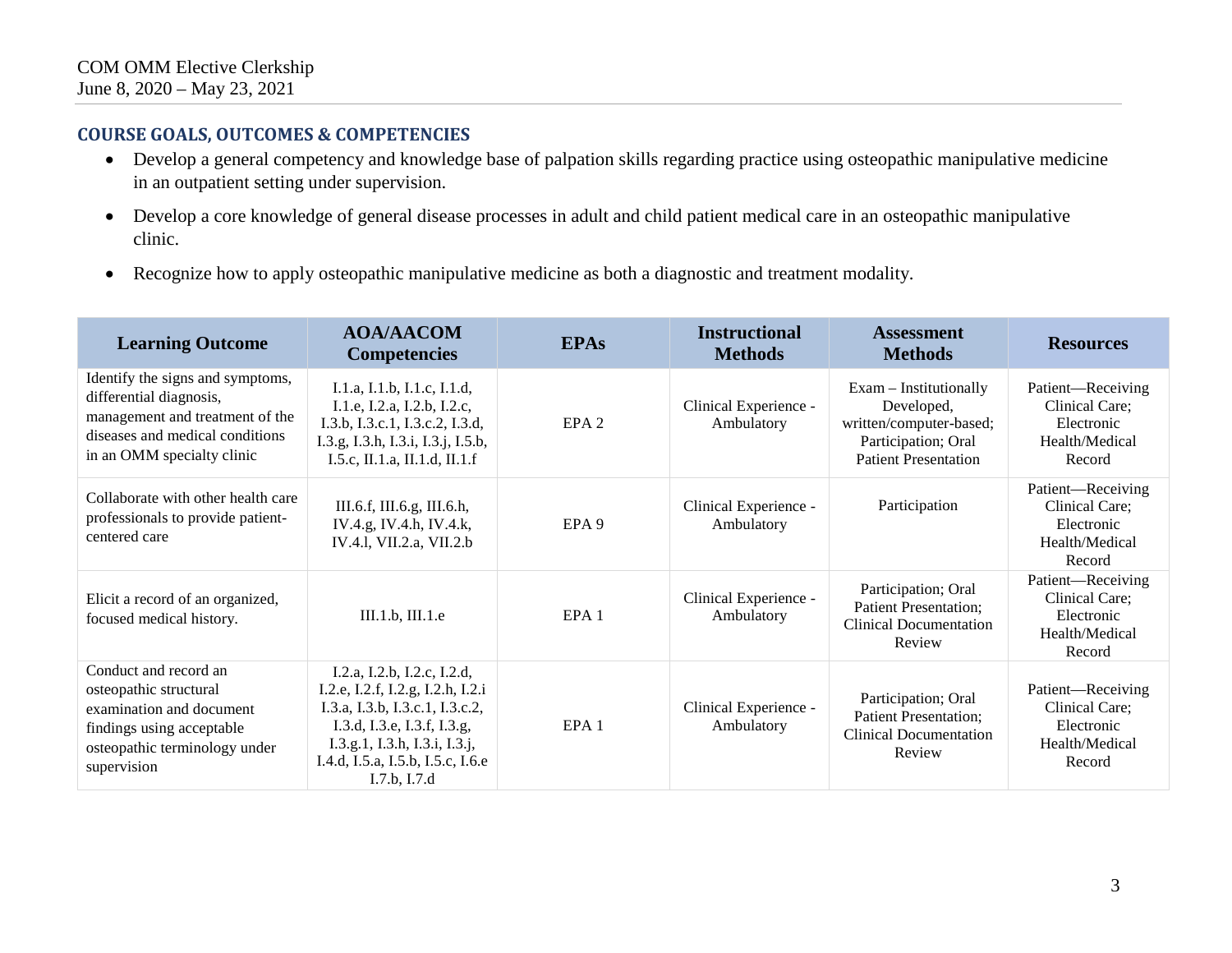COM OMM Elective Clerkship
June 8, 2020 – May 23, 2021

## COURSE GOALS, OUTCOMES & COMPETENCIES

- Develop a general competency and knowledge base of palpation skills regarding practice using osteopathic manipulative medicine in an outpatient setting under supervision.
- Develop a core knowledge of general disease processes in adult and child patient medical care in an osteopathic manipulative clinic.
- Recognize how to apply osteopathic manipulative medicine as both a diagnostic and treatment modality.

| Learning Outcome | AOA/AACOM Competencies | EPAs | Instructional Methods | Assessment Methods | Resources |
|---|---|---|---|---|---|
| Identify the signs and symptoms, differential diagnosis, management and treatment of the diseases and medical conditions in an OMM specialty clinic | I.1.a, I.1.b, I.1.c, I.1.d, I.1.e, I.2.a, I.2.b, I.2.c, I.3.b, I.3.c.1, I.3.c.2, I.3.d, I.3.g, I.3.h, I.3.i, I.3.j, I.5.b, I.5.c, II.1.a, II.1.d, II.1.f | EPA 2 | Clinical Experience - Ambulatory | Exam – Institutionally Developed, written/computer-based; Participation; Oral Patient Presentation | Patient—Receiving Clinical Care; Electronic Health/Medical Record |
| Collaborate with other health care professionals to provide patient-centered care | III.6.f, III.6.g, III.6.h, IV.4.g, IV.4.h, IV.4.k, IV.4.l, VII.2.a, VII.2.b | EPA 9 | Clinical Experience - Ambulatory | Participation | Patient—Receiving Clinical Care; Electronic Health/Medical Record |
| Elicit a record of an organized, focused medical history. | III.1.b, III.1.e | EPA 1 | Clinical Experience - Ambulatory | Participation; Oral Patient Presentation; Clinical Documentation Review | Patient—Receiving Clinical Care; Electronic Health/Medical Record |
| Conduct and record an osteopathic structural examination and document findings using acceptable osteopathic terminology under supervision | I.2.a, I.2.b, I.2.c, I.2.d, I.2.e, I.2.f, I.2.g, I.2.h, I.2.i I.3.a, I.3.b, I.3.c.1, I.3.c.2, I.3.d, I.3.e, I.3.f, I.3.g, I.3.g.1, I.3.h, I.3.i, I.3.j, I.4.d, I.5.a, I.5.b, I.5.c, I.6.e I.7.b, I.7.d | EPA 1 | Clinical Experience - Ambulatory | Participation; Oral Patient Presentation; Clinical Documentation Review | Patient—Receiving Clinical Care; Electronic Health/Medical Record |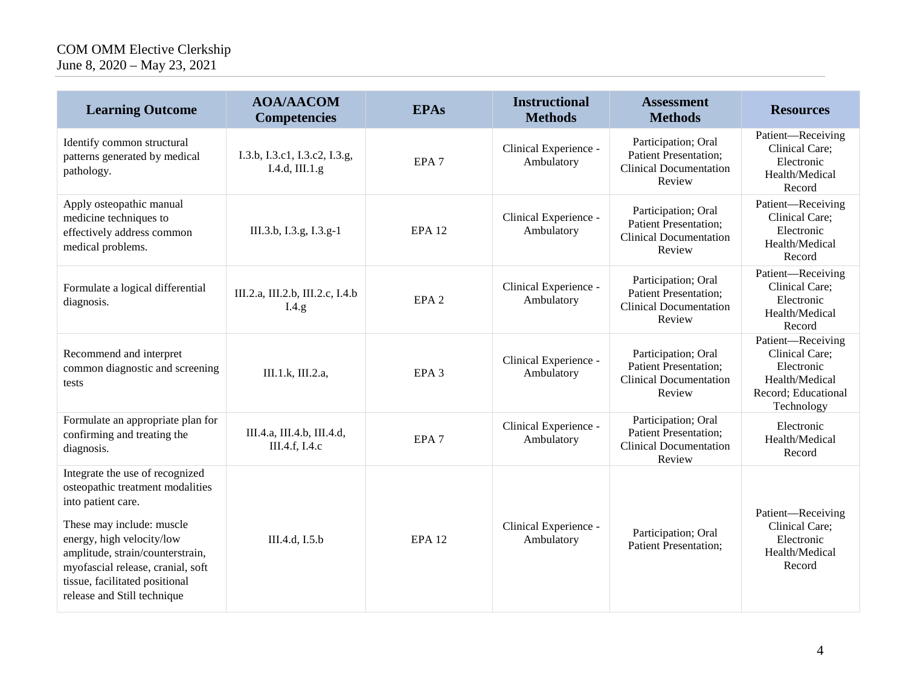| Learning Outcome | AOA/AACOM Competencies | EPAs | Instructional Methods | Assessment Methods | Resources |
|---|---|---|---|---|---|
| Identify common structural patterns generated by medical pathology. | I.3.b, I.3.c1, I.3.c2, I.3.g, I.4.d, III.1.g | EPA 7 | Clinical Experience - Ambulatory | Participation; Oral Patient Presentation; Clinical Documentation Review | Patient—Receiving Clinical Care; Electronic Health/Medical Record |
| Apply osteopathic manual medicine techniques to effectively address common medical problems. | III.3.b, I.3.g, I.3.g-1 | EPA 12 | Clinical Experience - Ambulatory | Participation; Oral Patient Presentation; Clinical Documentation Review | Patient—Receiving Clinical Care; Electronic Health/Medical Record |
| Formulate a logical differential diagnosis. | III.2.a, III.2.b, III.2.c, I.4.b I.4.g | EPA 2 | Clinical Experience - Ambulatory | Participation; Oral Patient Presentation; Clinical Documentation Review | Patient—Receiving Clinical Care; Electronic Health/Medical Record |
| Recommend and interpret common diagnostic and screening tests | III.1.k, III.2.a, | EPA 3 | Clinical Experience - Ambulatory | Participation; Oral Patient Presentation; Clinical Documentation Review | Patient—Receiving Clinical Care; Electronic Health/Medical Record; Educational Technology |
| Formulate an appropriate plan for confirming and treating the diagnosis. | III.4.a, III.4.b, III.4.d, III.4.f, I.4.c | EPA 7 | Clinical Experience - Ambulatory | Participation; Oral Patient Presentation; Clinical Documentation Review | Electronic Health/Medical Record |
| Integrate the use of recognized osteopathic treatment modalities into patient care.<br><br>These may include: muscle energy, high velocity/low amplitude, strain/counterstrain, myofascial release, cranial, soft tissue, facilitated positional release and Still technique | III.4.d, I.5.b | EPA 12 | Clinical Experience - Ambulatory | Participation; Oral Patient Presentation; | Patient—Receiving Clinical Care; Electronic Health/Medical Record |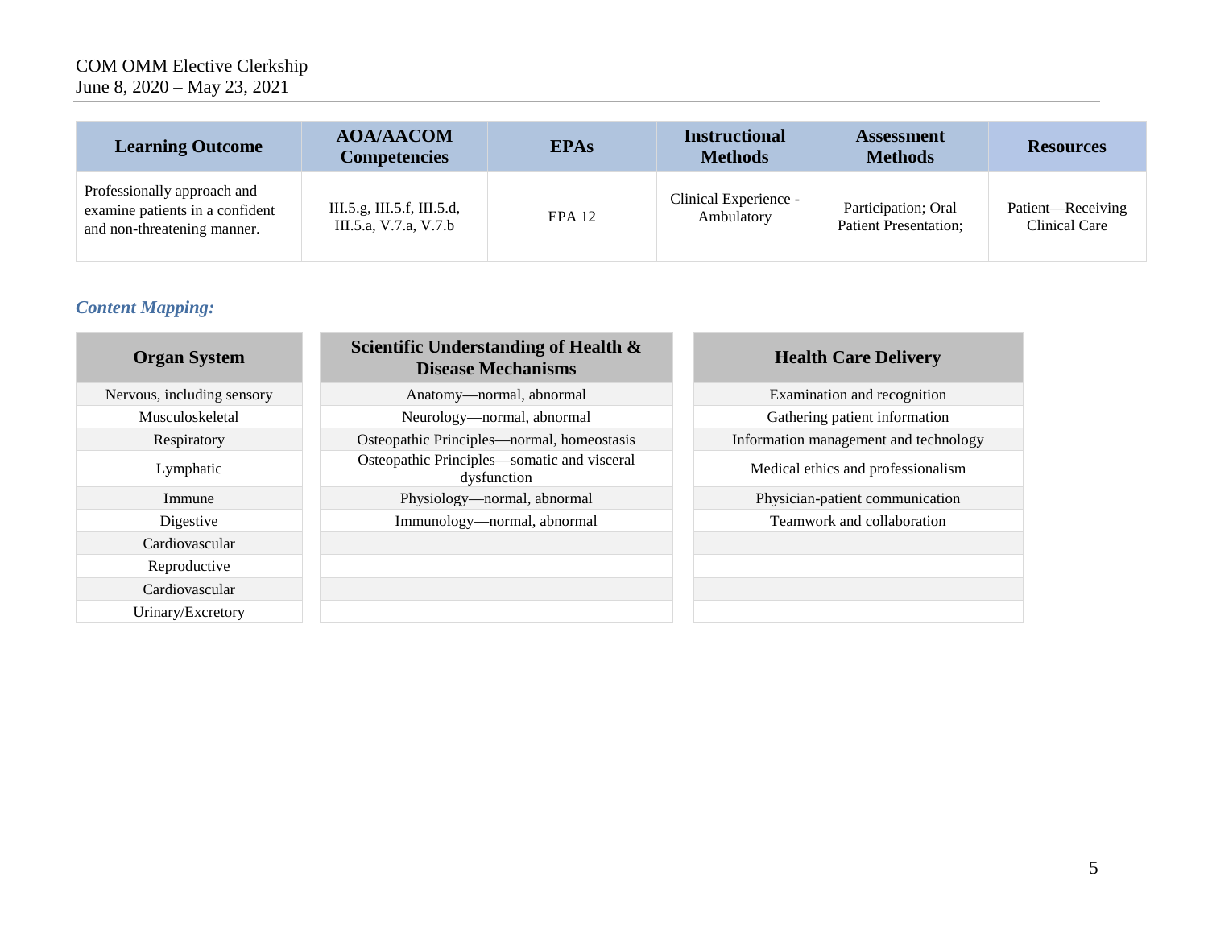| Learning Outcome | AOA/AACOM Competencies | EPAs | Instructional Methods | Assessment Methods | Resources |
|---|---|---|---|---|---|
| Professionally approach and examine patients in a confident and non-threatening manner. | III.5.g, III.5.f, III.5.d, III.5.a, V.7.a, V.7.b | EPA 12 | Clinical Experience - Ambulatory | Participation; Oral Patient Presentation; | Patient—Receiving Clinical Care |

### *Content Mapping:*

| Organ System | Scientific Understanding of Health & Disease Mechanisms | Health Care Delivery |
|---|---|---|
| Nervous, including sensory | Anatomy—normal, abnormal | Examination and recognition |
| Musculoskeletal | Neurology—normal, abnormal | Gathering patient information |
| Respiratory | Osteopathic Principles—normal, homeostasis | Information management and technology |
| Lymphatic | Osteopathic Principles—somatic and visceral dysfunction | Medical ethics and professionalism |
| Immune | Physiology—normal, abnormal | Physician-patient communication |
| Digestive | Immunology—normal, abnormal | Teamwork and collaboration |
| Cardiovascular | | |
| Reproductive | | |
| Cardiovascular | | |
| Urinary/Excretory | | |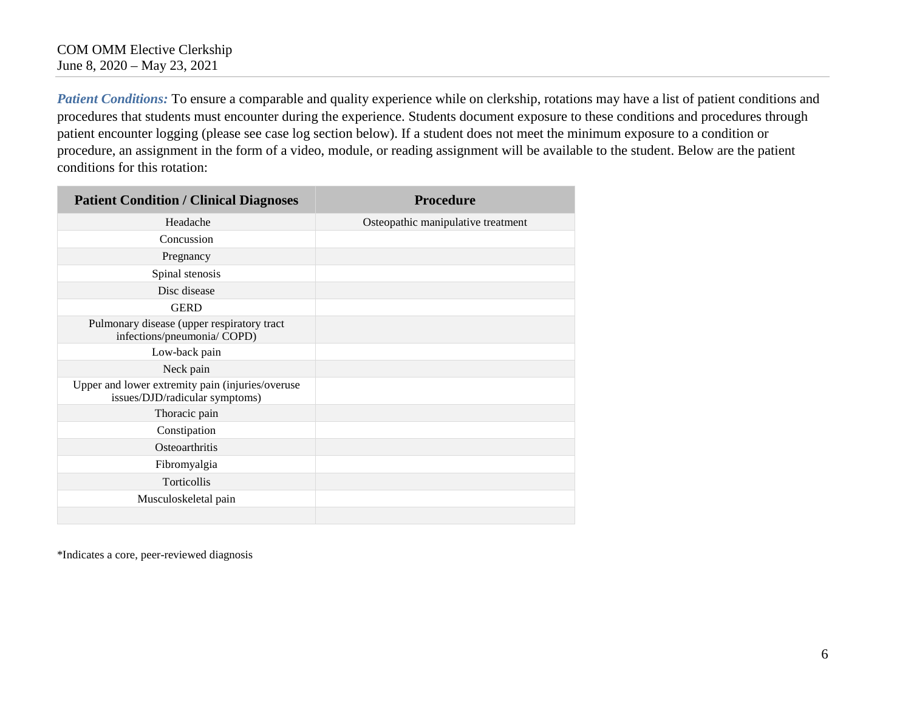***Patient Conditions:*** To ensure a comparable and quality experience while on clerkship, rotations may have a list of patient conditions and procedures that students must encounter during the experience. Students document exposure to these conditions and procedures through patient encounter logging (please see case log section below). If a student does not meet the minimum exposure to a condition or procedure, an assignment in the form of a video, module, or reading assignment will be available to the student. Below are the patient conditions for this rotation:

| Patient Condition / Clinical Diagnoses | Procedure |
| --- | --- |
| Headache | Osteopathic manipulative treatment |
| Concussion | |
| Pregnancy | |
| Spinal stenosis | |
| Disc disease | |
| GERD | |
| Pulmonary disease (upper respiratory tract infections/pneumonia/ COPD) | |
| Low-back pain | |
| Neck pain | |
| Upper and lower extremity pain (injuries/overuse issues/DJD/radicular symptoms) | |
| Thoracic pain | |
| Constipation | |
| Osteoarthritis | |
| Fibromyalgia | |
| Torticollis | |
| Musculoskeletal pain | |
| | |

*Indicates a core, peer-reviewed diagnosis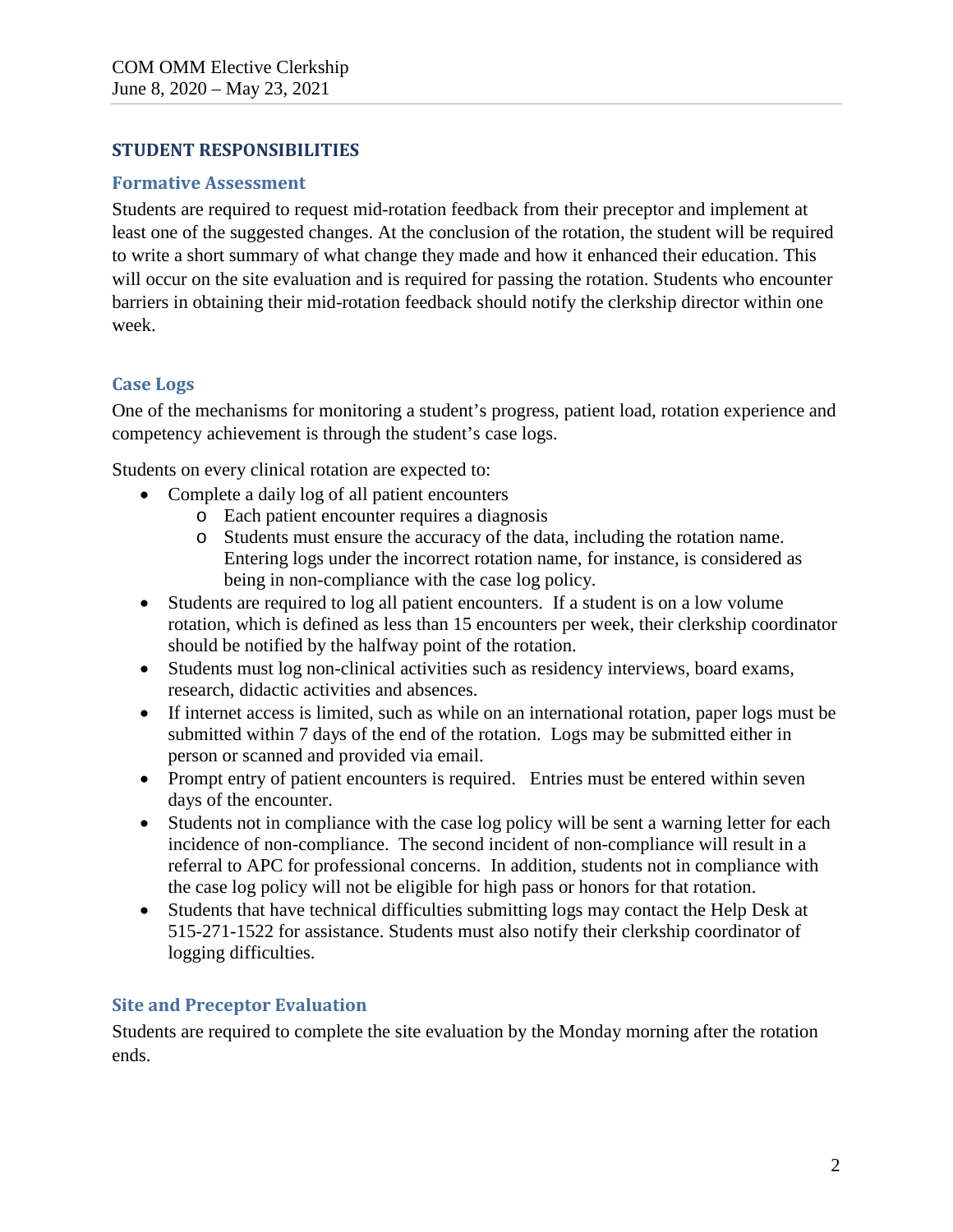## STUDENT RESPONSIBILITIES

### Formative Assessment

Students are required to request mid-rotation feedback from their preceptor and implement at least one of the suggested changes. At the conclusion of the rotation, the student will be required to write a short summary of what change they made and how it enhanced their education. This will occur on the site evaluation and is required for passing the rotation. Students who encounter barriers in obtaining their mid-rotation feedback should notify the clerkship director within one week.

### Case Logs

One of the mechanisms for monitoring a student's progress, patient load, rotation experience and competency achievement is through the student's case logs.

Students on every clinical rotation are expected to:

- Complete a daily log of all patient encounters
  - Each patient encounter requires a diagnosis
  - Students must ensure the accuracy of the data, including the rotation name. Entering logs under the incorrect rotation name, for instance, is considered as being in non-compliance with the case log policy.
- Students are required to log all patient encounters. If a student is on a low volume rotation, which is defined as less than 15 encounters per week, their clerkship coordinator should be notified by the halfway point of the rotation.
- Students must log non-clinical activities such as residency interviews, board exams, research, didactic activities and absences.
- If internet access is limited, such as while on an international rotation, paper logs must be submitted within 7 days of the end of the rotation. Logs may be submitted either in person or scanned and provided via email.
- Prompt entry of patient encounters is required. Entries must be entered within seven days of the encounter.
- Students not in compliance with the case log policy will be sent a warning letter for each incidence of non-compliance. The second incident of non-compliance will result in a referral to APC for professional concerns. In addition, students not in compliance with the case log policy will not be eligible for high pass or honors for that rotation.
- Students that have technical difficulties submitting logs may contact the Help Desk at 515-271-1522 for assistance. Students must also notify their clerkship coordinator of logging difficulties.

### Site and Preceptor Evaluation

Students are required to complete the site evaluation by the Monday morning after the rotation ends.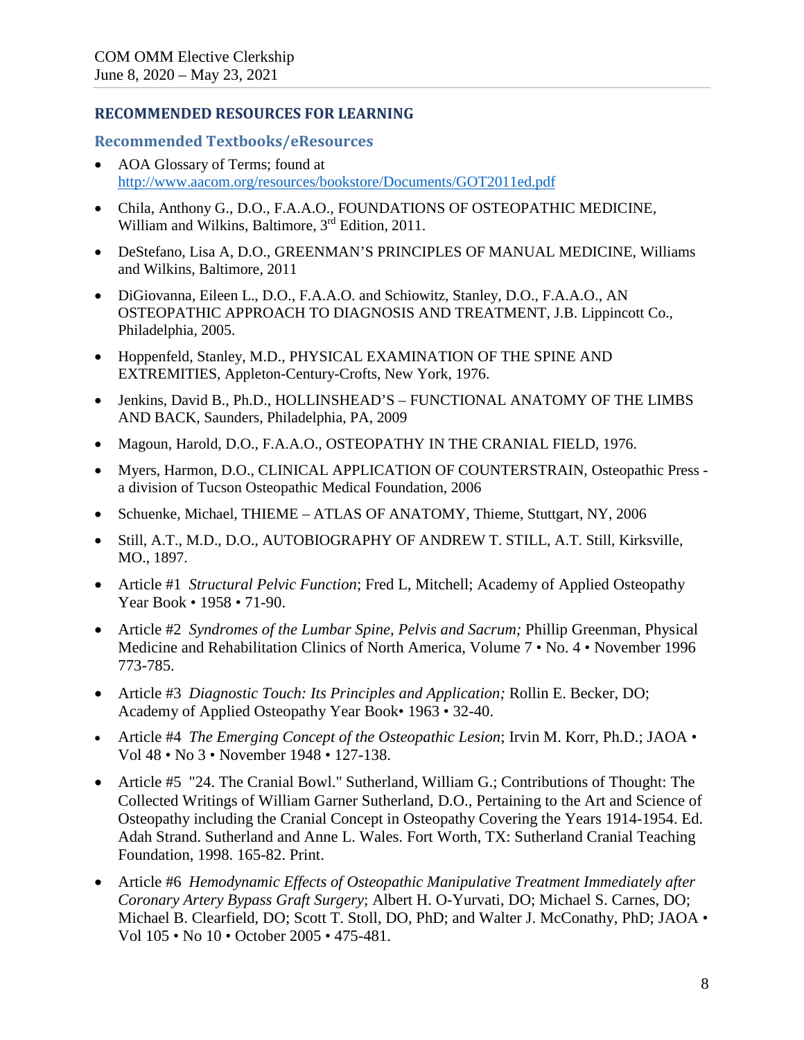## RECOMMENDED RESOURCES FOR LEARNING

### Recommended Textbooks/eResources

- AOA Glossary of Terms; found at http://www.aacom.org/resources/bookstore/Documents/GOT2011ed.pdf
- Chila, Anthony G., D.O., F.A.A.O., FOUNDATIONS OF OSTEOPATHIC MEDICINE, William and Wilkins, Baltimore, 3rd Edition, 2011.
- DeStefano, Lisa A, D.O., GREENMAN'S PRINCIPLES OF MANUAL MEDICINE, Williams and Wilkins, Baltimore, 2011
- DiGiovanna, Eileen L., D.O., F.A.A.O. and Schiowitz, Stanley, D.O., F.A.A.O., AN OSTEOPATHIC APPROACH TO DIAGNOSIS AND TREATMENT, J.B. Lippincott Co., Philadelphia, 2005.
- Hoppenfeld, Stanley, M.D., PHYSICAL EXAMINATION OF THE SPINE AND EXTREMITIES, Appleton-Century-Crofts, New York, 1976.
- Jenkins, David B., Ph.D., HOLLINSHEAD'S – FUNCTIONAL ANATOMY OF THE LIMBS AND BACK, Saunders, Philadelphia, PA, 2009
- Magoun, Harold, D.O., F.A.A.O., OSTEOPATHY IN THE CRANIAL FIELD, 1976.
- Myers, Harmon, D.O., CLINICAL APPLICATION OF COUNTERSTRAIN, Osteopathic Press - a division of Tucson Osteopathic Medical Foundation, 2006
- Schuenke, Michael, THIEME – ATLAS OF ANATOMY, Thieme, Stuttgart, NY, 2006
- Still, A.T., M.D., D.O., AUTOBIOGRAPHY OF ANDREW T. STILL, A.T. Still, Kirksville, MO., 1897.
- Article #1 *Structural Pelvic Function*; Fred L, Mitchell; Academy of Applied Osteopathy Year Book • 1958 • 71-90.
- Article #2 *Syndromes of the Lumbar Spine, Pelvis and Sacrum;* Phillip Greenman, Physical Medicine and Rehabilitation Clinics of North America, Volume 7 • No. 4 • November 1996 773-785.
- Article #3 *Diagnostic Touch: Its Principles and Application;* Rollin E. Becker, DO; Academy of Applied Osteopathy Year Book• 1963 • 32-40.
- Article #4 *The Emerging Concept of the Osteopathic Lesion*; Irvin M. Korr, Ph.D.; JAOA • Vol 48 • No 3 • November 1948 • 127-138.
- Article #5 "24. The Cranial Bowl." Sutherland, William G.; Contributions of Thought: The Collected Writings of William Garner Sutherland, D.O., Pertaining to the Art and Science of Osteopathy including the Cranial Concept in Osteopathy Covering the Years 1914-1954. Ed. Adah Strand. Sutherland and Anne L. Wales. Fort Worth, TX: Sutherland Cranial Teaching Foundation, 1998. 165-82. Print.
- Article #6 *Hemodynamic Effects of Osteopathic Manipulative Treatment Immediately after Coronary Artery Bypass Graft Surgery*; Albert H. O-Yurvati, DO; Michael S. Carnes, DO; Michael B. Clearfield, DO; Scott T. Stoll, DO, PhD; and Walter J. McConathy, PhD; JAOA • Vol 105 • No 10 • October 2005 • 475-481.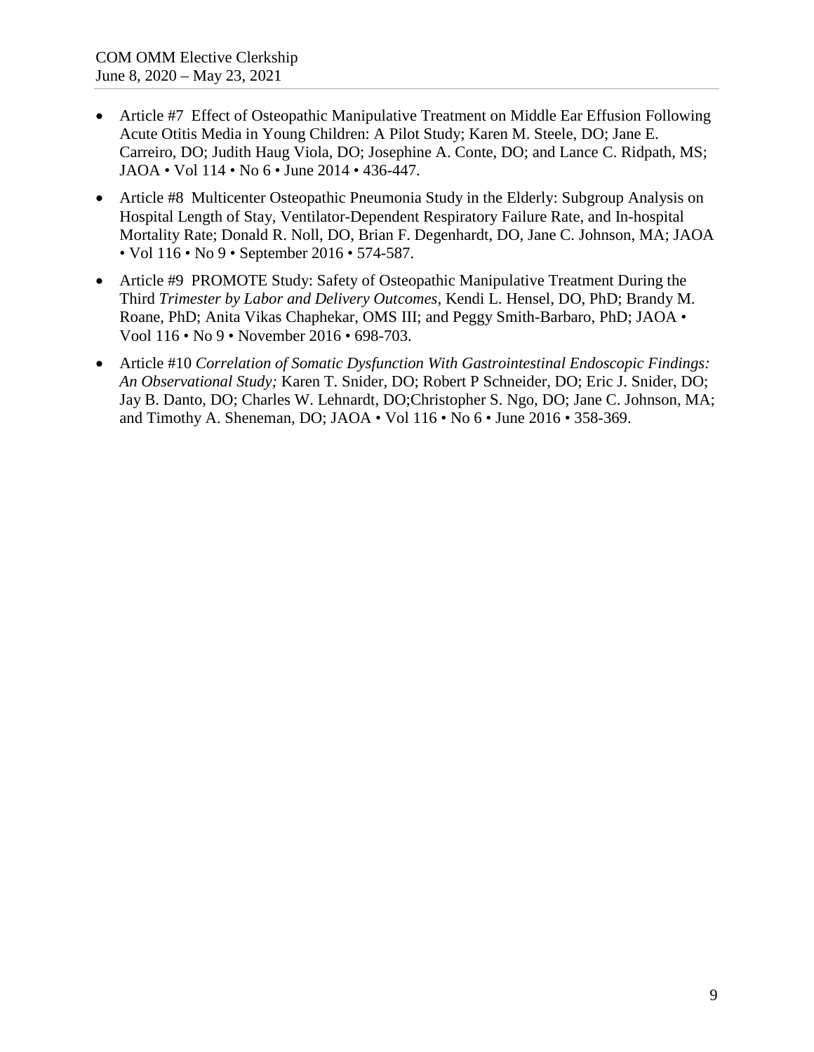- Article #7  Effect of Osteopathic Manipulative Treatment on Middle Ear Effusion Following Acute Otitis Media in Young Children: A Pilot Study; Karen M. Steele, DO; Jane E. Carreiro, DO; Judith Haug Viola, DO; Josephine A. Conte, DO; and Lance C. Ridpath, MS; JAOA • Vol 114 • No 6 • June 2014 • 436-447.
- Article #8  Multicenter Osteopathic Pneumonia Study in the Elderly: Subgroup Analysis on Hospital Length of Stay, Ventilator-Dependent Respiratory Failure Rate, and In-hospital Mortality Rate; Donald R. Noll, DO, Brian F. Degenhardt, DO, Jane C. Johnson, MA; JAOA • Vol 116 • No 9 • September 2016 • 574-587.
- Article #9  PROMOTE Study: Safety of Osteopathic Manipulative Treatment During the Third *Trimester by Labor and Delivery Outcomes*, Kendi L. Hensel, DO, PhD; Brandy M. Roane, PhD; Anita Vikas Chaphekar, OMS III; and Peggy Smith-Barbaro, PhD; JAOA • Vool 116 • No 9 • November 2016 • 698-703.
- Article #10 *Correlation of Somatic Dysfunction With Gastrointestinal Endoscopic Findings: An Observational Study;* Karen T. Snider, DO; Robert P Schneider, DO; Eric J. Snider, DO; Jay B. Danto, DO; Charles W. Lehnardt, DO;Christopher S. Ngo, DO; Jane C. Johnson, MA; and Timothy A. Sheneman, DO; JAOA • Vol 116 • No 6 • June 2016 • 358-369.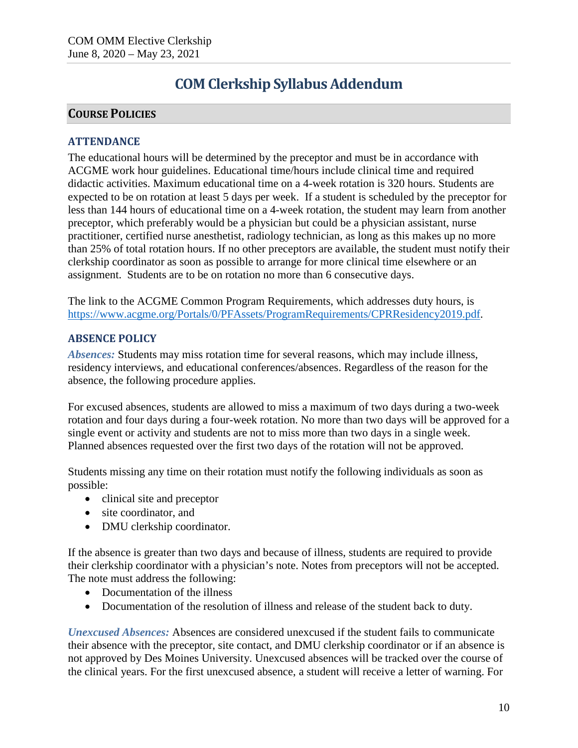# COM Clerkship Syllabus Addendum

## Course Policies

### Attendance

The educational hours will be determined by the preceptor and must be in accordance with ACGME work hour guidelines. Educational time/hours include clinical time and required didactic activities. Maximum educational time on a 4-week rotation is 320 hours. Students are expected to be on rotation at least 5 days per week. If a student is scheduled by the preceptor for less than 144 hours of educational time on a 4-week rotation, the student may learn from another preceptor, which preferably would be a physician but could be a physician assistant, nurse practitioner, certified nurse anesthetist, radiology technician, as long as this makes up no more than 25% of total rotation hours. If no other preceptors are available, the student must notify their clerkship coordinator as soon as possible to arrange for more clinical time elsewhere or an assignment. Students are to be on rotation no more than 6 consecutive days.

The link to the ACGME Common Program Requirements, which addresses duty hours, is https://www.acgme.org/Portals/0/PFAssets/ProgramRequirements/CPRResidency2019.pdf.

### Absence Policy

***Absences:*** Students may miss rotation time for several reasons, which may include illness, residency interviews, and educational conferences/absences. Regardless of the reason for the absence, the following procedure applies.

For excused absences, students are allowed to miss a maximum of two days during a two-week rotation and four days during a four-week rotation. No more than two days will be approved for a single event or activity and students are not to miss more than two days in a single week. Planned absences requested over the first two days of the rotation will not be approved.

Students missing any time on their rotation must notify the following individuals as soon as possible:

- clinical site and preceptor
- site coordinator, and
- DMU clerkship coordinator.

If the absence is greater than two days and because of illness, students are required to provide their clerkship coordinator with a physician's note. Notes from preceptors will not be accepted. The note must address the following:

- Documentation of the illness
- Documentation of the resolution of illness and release of the student back to duty.

***Unexcused Absences:*** Absences are considered unexcused if the student fails to communicate their absence with the preceptor, site contact, and DMU clerkship coordinator or if an absence is not approved by Des Moines University. Unexcused absences will be tracked over the course of the clinical years. For the first unexcused absence, a student will receive a letter of warning. For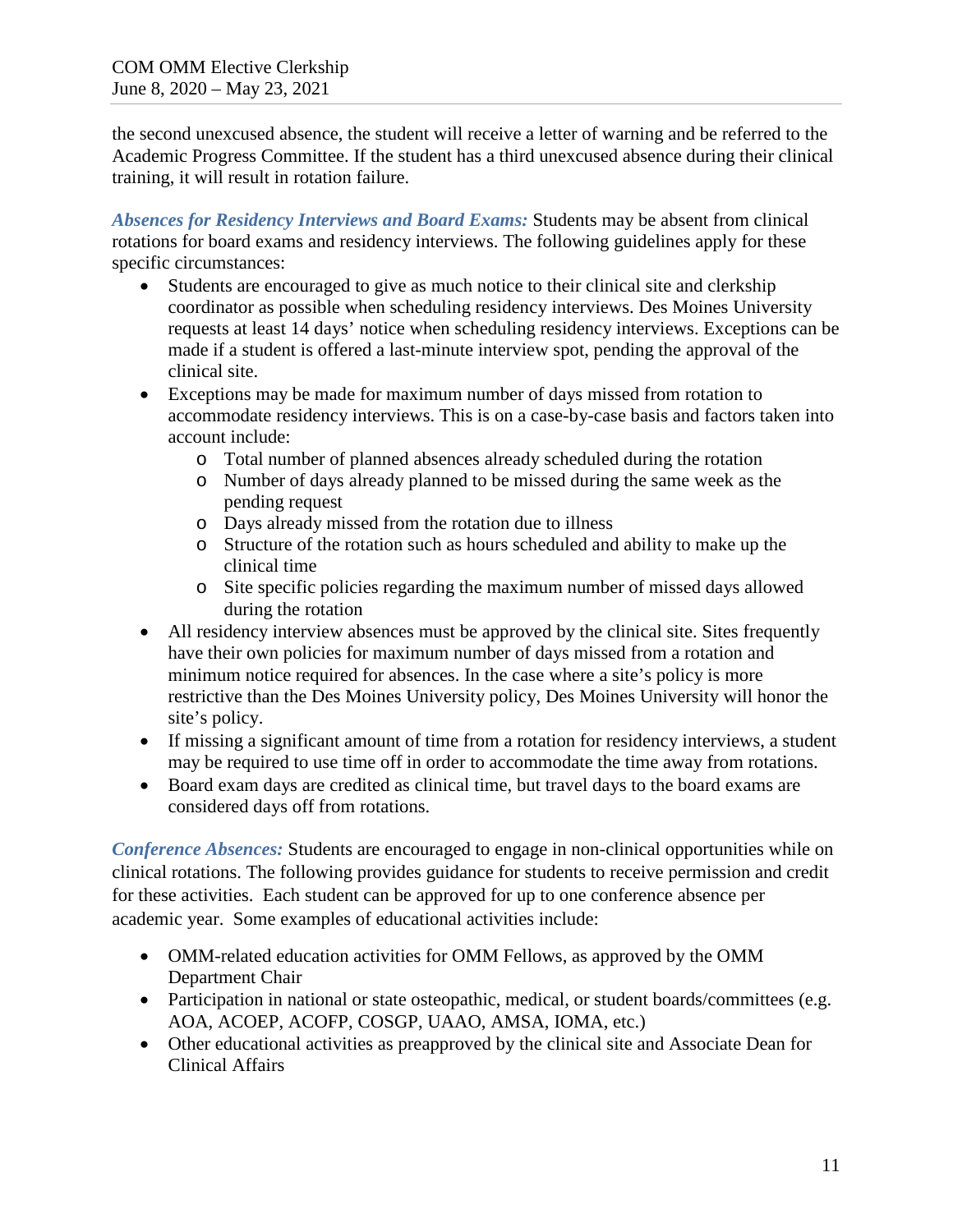the second unexcused absence, the student will receive a letter of warning and be referred to the Academic Progress Committee. If the student has a third unexcused absence during their clinical training, it will result in rotation failure.

***Absences for Residency Interviews and Board Exams:*** Students may be absent from clinical rotations for board exams and residency interviews. The following guidelines apply for these specific circumstances:

- Students are encouraged to give as much notice to their clinical site and clerkship coordinator as possible when scheduling residency interviews. Des Moines University requests at least 14 days' notice when scheduling residency interviews. Exceptions can be made if a student is offered a last-minute interview spot, pending the approval of the clinical site.
- Exceptions may be made for maximum number of days missed from rotation to accommodate residency interviews. This is on a case-by-case basis and factors taken into account include:
  - Total number of planned absences already scheduled during the rotation
  - Number of days already planned to be missed during the same week as the pending request
  - Days already missed from the rotation due to illness
  - Structure of the rotation such as hours scheduled and ability to make up the clinical time
  - Site specific policies regarding the maximum number of missed days allowed during the rotation
- All residency interview absences must be approved by the clinical site. Sites frequently have their own policies for maximum number of days missed from a rotation and minimum notice required for absences. In the case where a site's policy is more restrictive than the Des Moines University policy, Des Moines University will honor the site's policy.
- If missing a significant amount of time from a rotation for residency interviews, a student may be required to use time off in order to accommodate the time away from rotations.
- Board exam days are credited as clinical time, but travel days to the board exams are considered days off from rotations.

***Conference Absences:*** Students are encouraged to engage in non-clinical opportunities while on clinical rotations. The following provides guidance for students to receive permission and credit for these activities. Each student can be approved for up to one conference absence per academic year. Some examples of educational activities include:

- OMM-related education activities for OMM Fellows, as approved by the OMM Department Chair
- Participation in national or state osteopathic, medical, or student boards/committees (e.g. AOA, ACOEP, ACOFP, COSGP, UAAO, AMSA, IOMA, etc.)
- Other educational activities as preapproved by the clinical site and Associate Dean for Clinical Affairs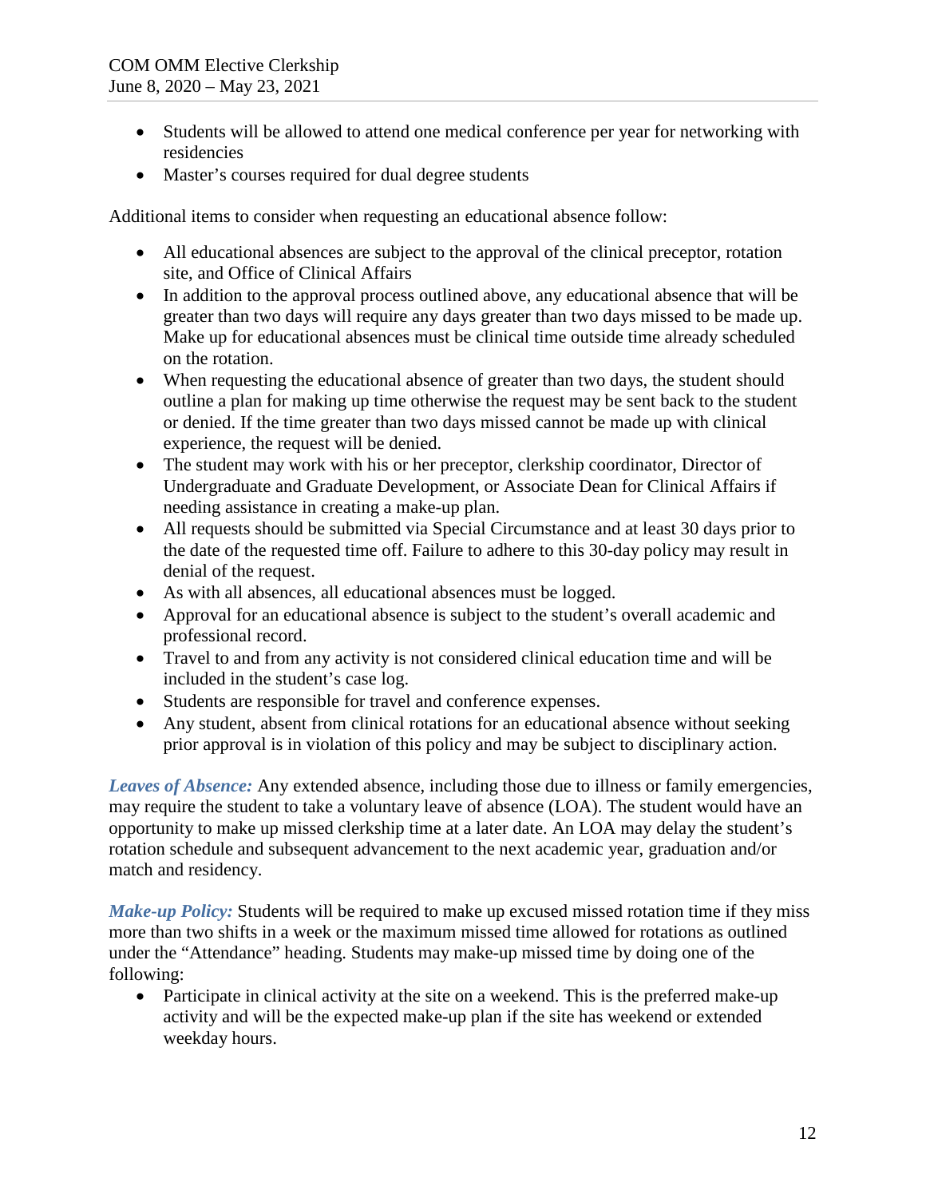- Students will be allowed to attend one medical conference per year for networking with residencies
- Master's courses required for dual degree students

Additional items to consider when requesting an educational absence follow:

- All educational absences are subject to the approval of the clinical preceptor, rotation site, and Office of Clinical Affairs
- In addition to the approval process outlined above, any educational absence that will be greater than two days will require any days greater than two days missed to be made up. Make up for educational absences must be clinical time outside time already scheduled on the rotation.
- When requesting the educational absence of greater than two days, the student should outline a plan for making up time otherwise the request may be sent back to the student or denied. If the time greater than two days missed cannot be made up with clinical experience, the request will be denied.
- The student may work with his or her preceptor, clerkship coordinator, Director of Undergraduate and Graduate Development, or Associate Dean for Clinical Affairs if needing assistance in creating a make-up plan.
- All requests should be submitted via Special Circumstance and at least 30 days prior to the date of the requested time off. Failure to adhere to this 30-day policy may result in denial of the request.
- As with all absences, all educational absences must be logged.
- Approval for an educational absence is subject to the student's overall academic and professional record.
- Travel to and from any activity is not considered clinical education time and will be included in the student's case log.
- Students are responsible for travel and conference expenses.
- Any student, absent from clinical rotations for an educational absence without seeking prior approval is in violation of this policy and may be subject to disciplinary action.

***Leaves of Absence:*** Any extended absence, including those due to illness or family emergencies, may require the student to take a voluntary leave of absence (LOA). The student would have an opportunity to make up missed clerkship time at a later date. An LOA may delay the student's rotation schedule and subsequent advancement to the next academic year, graduation and/or match and residency.

***Make-up Policy:*** Students will be required to make up excused missed rotation time if they miss more than two shifts in a week or the maximum missed time allowed for rotations as outlined under the "Attendance" heading. Students may make-up missed time by doing one of the following:

- Participate in clinical activity at the site on a weekend. This is the preferred make-up activity and will be the expected make-up plan if the site has weekend or extended weekday hours.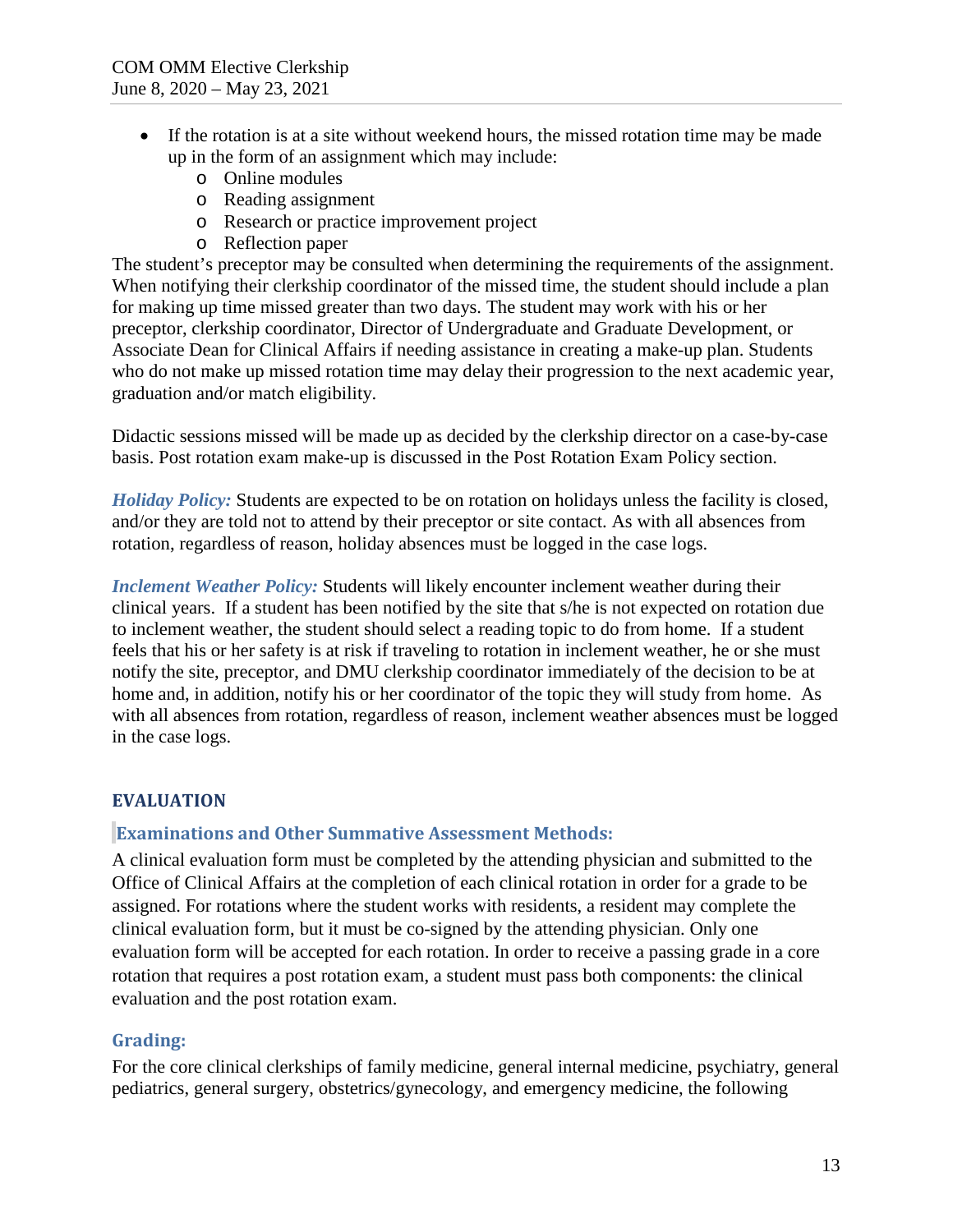- If the rotation is at a site without weekend hours, the missed rotation time may be made up in the form of an assignment which may include:
  - Online modules
  - Reading assignment
  - Research or practice improvement project
  - Reflection paper

The student's preceptor may be consulted when determining the requirements of the assignment. When notifying their clerkship coordinator of the missed time, the student should include a plan for making up time missed greater than two days. The student may work with his or her preceptor, clerkship coordinator, Director of Undergraduate and Graduate Development, or Associate Dean for Clinical Affairs if needing assistance in creating a make-up plan. Students who do not make up missed rotation time may delay their progression to the next academic year, graduation and/or match eligibility.

Didactic sessions missed will be made up as decided by the clerkship director on a case-by-case basis. Post rotation exam make-up is discussed in the Post Rotation Exam Policy section.

***Holiday Policy:*** Students are expected to be on rotation on holidays unless the facility is closed, and/or they are told not to attend by their preceptor or site contact. As with all absences from rotation, regardless of reason, holiday absences must be logged in the case logs.

***Inclement Weather Policy:*** Students will likely encounter inclement weather during their clinical years. If a student has been notified by the site that s/he is not expected on rotation due to inclement weather, the student should select a reading topic to do from home. If a student feels that his or her safety is at risk if traveling to rotation in inclement weather, he or she must notify the site, preceptor, and DMU clerkship coordinator immediately of the decision to be at home and, in addition, notify his or her coordinator of the topic they will study from home. As with all absences from rotation, regardless of reason, inclement weather absences must be logged in the case logs.

## EVALUATION

### Examinations and Other Summative Assessment Methods:

A clinical evaluation form must be completed by the attending physician and submitted to the Office of Clinical Affairs at the completion of each clinical rotation in order for a grade to be assigned. For rotations where the student works with residents, a resident may complete the clinical evaluation form, but it must be co-signed by the attending physician. Only one evaluation form will be accepted for each rotation. In order to receive a passing grade in a core rotation that requires a post rotation exam, a student must pass both components: the clinical evaluation and the post rotation exam.

### Grading:

For the core clinical clerkships of family medicine, general internal medicine, psychiatry, general pediatrics, general surgery, obstetrics/gynecology, and emergency medicine, the following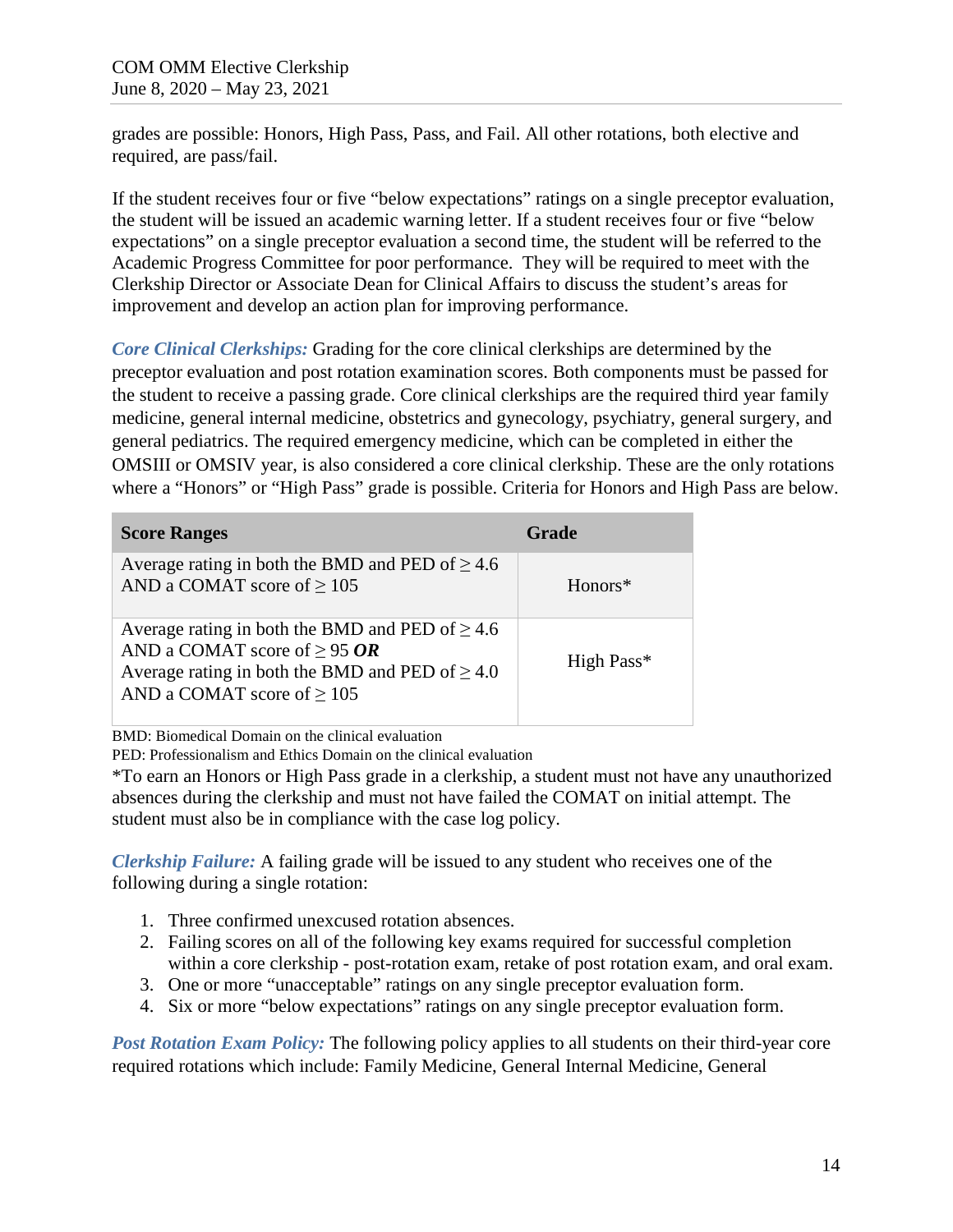grades are possible: Honors, High Pass, Pass, and Fail. All other rotations, both elective and required, are pass/fail.

If the student receives four or five "below expectations" ratings on a single preceptor evaluation, the student will be issued an academic warning letter. If a student receives four or five "below expectations" on a single preceptor evaluation a second time, the student will be referred to the Academic Progress Committee for poor performance. They will be required to meet with the Clerkship Director or Associate Dean for Clinical Affairs to discuss the student's areas for improvement and develop an action plan for improving performance.

***Core Clinical Clerkships:*** Grading for the core clinical clerkships are determined by the preceptor evaluation and post rotation examination scores. Both components must be passed for the student to receive a passing grade. Core clinical clerkships are the required third year family medicine, general internal medicine, obstetrics and gynecology, psychiatry, general surgery, and general pediatrics. The required emergency medicine, which can be completed in either the OMSIII or OMSIV year, is also considered a core clinical clerkship. These are the only rotations where a "Honors" or "High Pass" grade is possible. Criteria for Honors and High Pass are below.

| Score Ranges | Grade |
|---|---|
| Average rating in both the BMD and PED of ≥ 4.6 AND a COMAT score of ≥ 105 | Honors* |
| Average rating in both the BMD and PED of ≥ 4.6 AND a COMAT score of ≥ 95 ***OR*** Average rating in both the BMD and PED of ≥ 4.0 AND a COMAT score of ≥ 105 | High Pass* |

BMD: Biomedical Domain on the clinical evaluation
PED: Professionalism and Ethics Domain on the clinical evaluation
*To earn an Honors or High Pass grade in a clerkship, a student must not have any unauthorized absences during the clerkship and must not have failed the COMAT on initial attempt. The student must also be in compliance with the case log policy.

***Clerkship Failure:*** A failing grade will be issued to any student who receives one of the following during a single rotation:

1. Three confirmed unexcused rotation absences.
2. Failing scores on all of the following key exams required for successful completion within a core clerkship - post-rotation exam, retake of post rotation exam, and oral exam.
3. One or more "unacceptable" ratings on any single preceptor evaluation form.
4. Six or more "below expectations" ratings on any single preceptor evaluation form.

***Post Rotation Exam Policy:*** The following policy applies to all students on their third-year core required rotations which include: Family Medicine, General Internal Medicine, General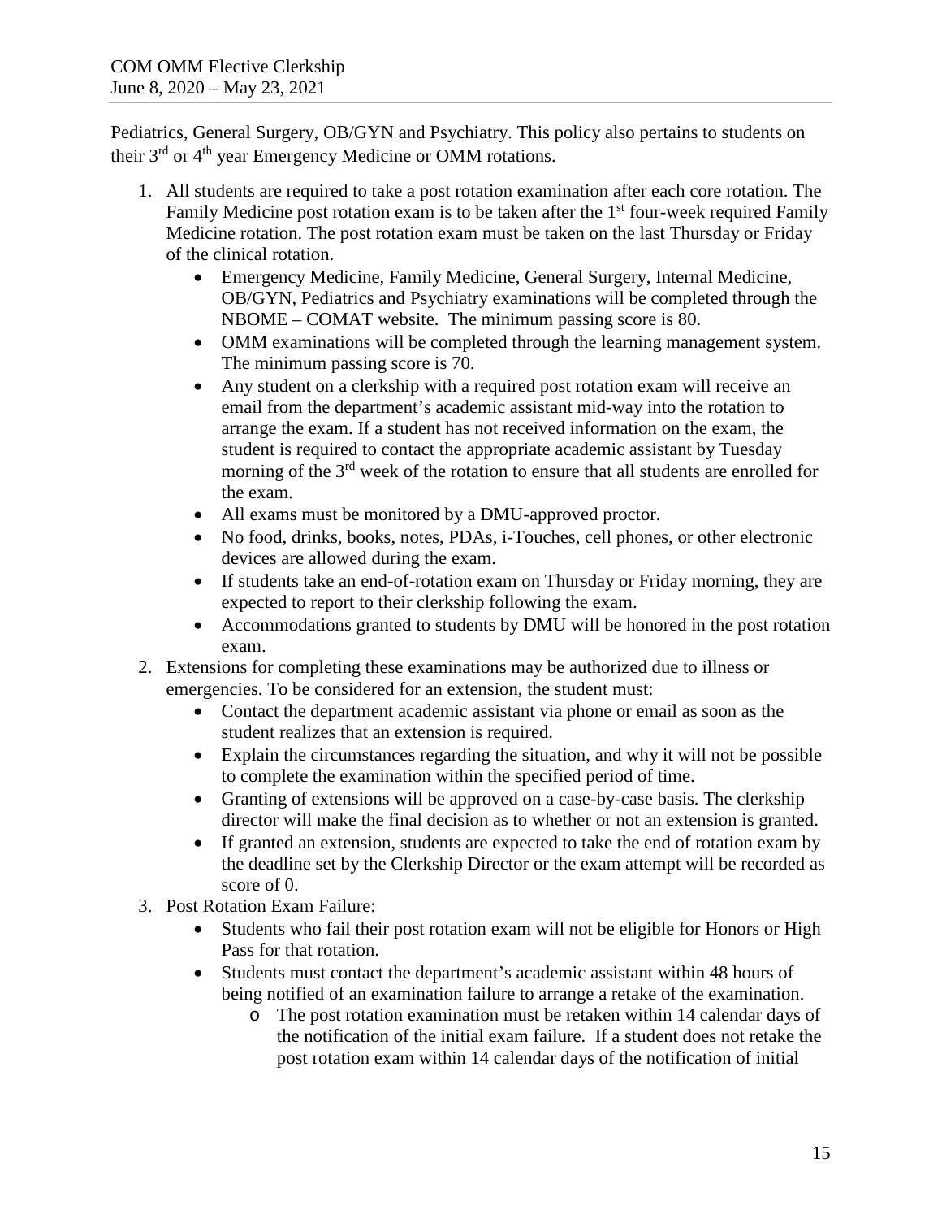Pediatrics, General Surgery, OB/GYN and Psychiatry. This policy also pertains to students on their 3rd or 4th year Emergency Medicine or OMM rotations.

1. All students are required to take a post rotation examination after each core rotation. The Family Medicine post rotation exam is to be taken after the 1st four-week required Family Medicine rotation. The post rotation exam must be taken on the last Thursday or Friday of the clinical rotation.
   - Emergency Medicine, Family Medicine, General Surgery, Internal Medicine, OB/GYN, Pediatrics and Psychiatry examinations will be completed through the NBOME – COMAT website. The minimum passing score is 80.
   - OMM examinations will be completed through the learning management system. The minimum passing score is 70.
   - Any student on a clerkship with a required post rotation exam will receive an email from the department's academic assistant mid-way into the rotation to arrange the exam. If a student has not received information on the exam, the student is required to contact the appropriate academic assistant by Tuesday morning of the 3rd week of the rotation to ensure that all students are enrolled for the exam.
   - All exams must be monitored by a DMU-approved proctor.
   - No food, drinks, books, notes, PDAs, i-Touches, cell phones, or other electronic devices are allowed during the exam.
   - If students take an end-of-rotation exam on Thursday or Friday morning, they are expected to report to their clerkship following the exam.
   - Accommodations granted to students by DMU will be honored in the post rotation exam.
2. Extensions for completing these examinations may be authorized due to illness or emergencies. To be considered for an extension, the student must:
   - Contact the department academic assistant via phone or email as soon as the student realizes that an extension is required.
   - Explain the circumstances regarding the situation, and why it will not be possible to complete the examination within the specified period of time.
   - Granting of extensions will be approved on a case-by-case basis. The clerkship director will make the final decision as to whether or not an extension is granted.
   - If granted an extension, students are expected to take the end of rotation exam by the deadline set by the Clerkship Director or the exam attempt will be recorded as score of 0.
3. Post Rotation Exam Failure:
   - Students who fail their post rotation exam will not be eligible for Honors or High Pass for that rotation.
   - Students must contact the department's academic assistant within 48 hours of being notified of an examination failure to arrange a retake of the examination.
     - The post rotation examination must be retaken within 14 calendar days of the notification of the initial exam failure. If a student does not retake the post rotation exam within 14 calendar days of the notification of initial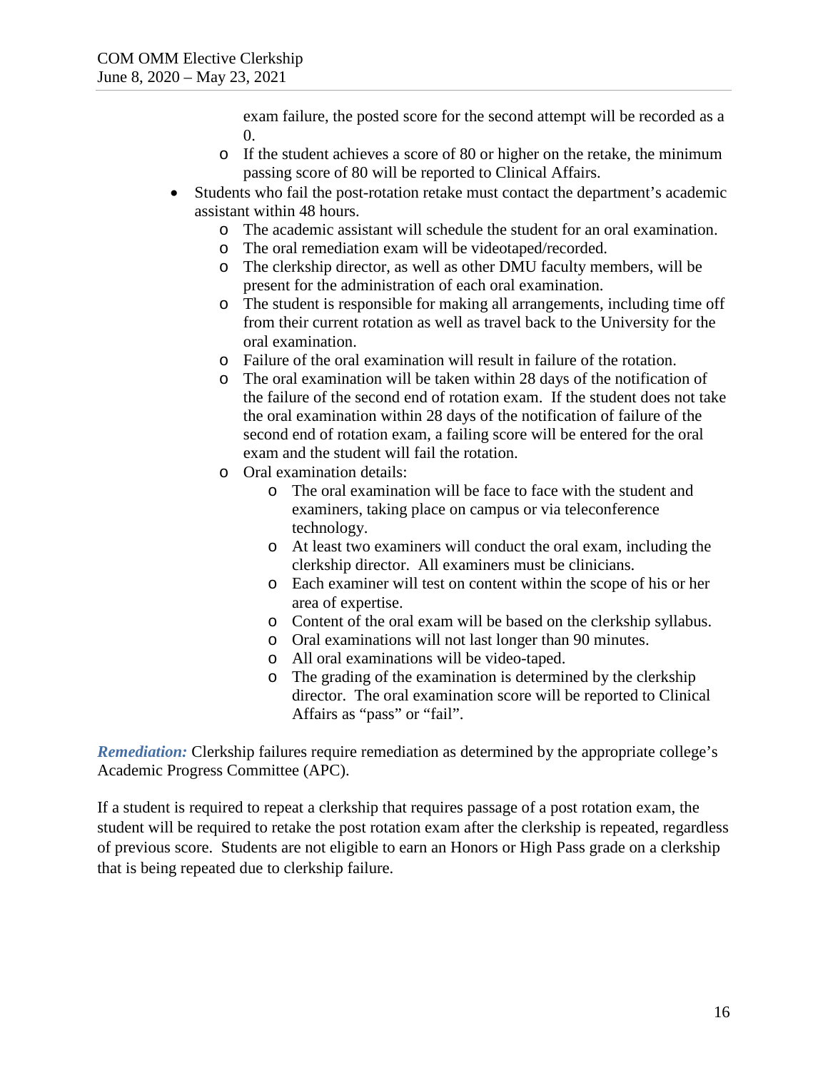- exam failure, the posted score for the second attempt will be recorded as a 0.
    - If the student achieves a score of 80 or higher on the retake, the minimum passing score of 80 will be reported to Clinical Affairs.
- Students who fail the post-rotation retake must contact the department's academic assistant within 48 hours.
    - The academic assistant will schedule the student for an oral examination.
    - The oral remediation exam will be videotaped/recorded.
    - The clerkship director, as well as other DMU faculty members, will be present for the administration of each oral examination.
    - The student is responsible for making all arrangements, including time off from their current rotation as well as travel back to the University for the oral examination.
    - Failure of the oral examination will result in failure of the rotation.
    - The oral examination will be taken within 28 days of the notification of the failure of the second end of rotation exam. If the student does not take the oral examination within 28 days of the notification of failure of the second end of rotation exam, a failing score will be entered for the oral exam and the student will fail the rotation.
    - Oral examination details:
        - The oral examination will be face to face with the student and examiners, taking place on campus or via teleconference technology.
        - At least two examiners will conduct the oral exam, including the clerkship director. All examiners must be clinicians.
        - Each examiner will test on content within the scope of his or her area of expertise.
        - Content of the oral exam will be based on the clerkship syllabus.
        - Oral examinations will not last longer than 90 minutes.
        - All oral examinations will be video-taped.
        - The grading of the examination is determined by the clerkship director. The oral examination score will be reported to Clinical Affairs as "pass" or "fail".

***Remediation:*** Clerkship failures require remediation as determined by the appropriate college's Academic Progress Committee (APC).

If a student is required to repeat a clerkship that requires passage of a post rotation exam, the student will be required to retake the post rotation exam after the clerkship is repeated, regardless of previous score. Students are not eligible to earn an Honors or High Pass grade on a clerkship that is being repeated due to clerkship failure.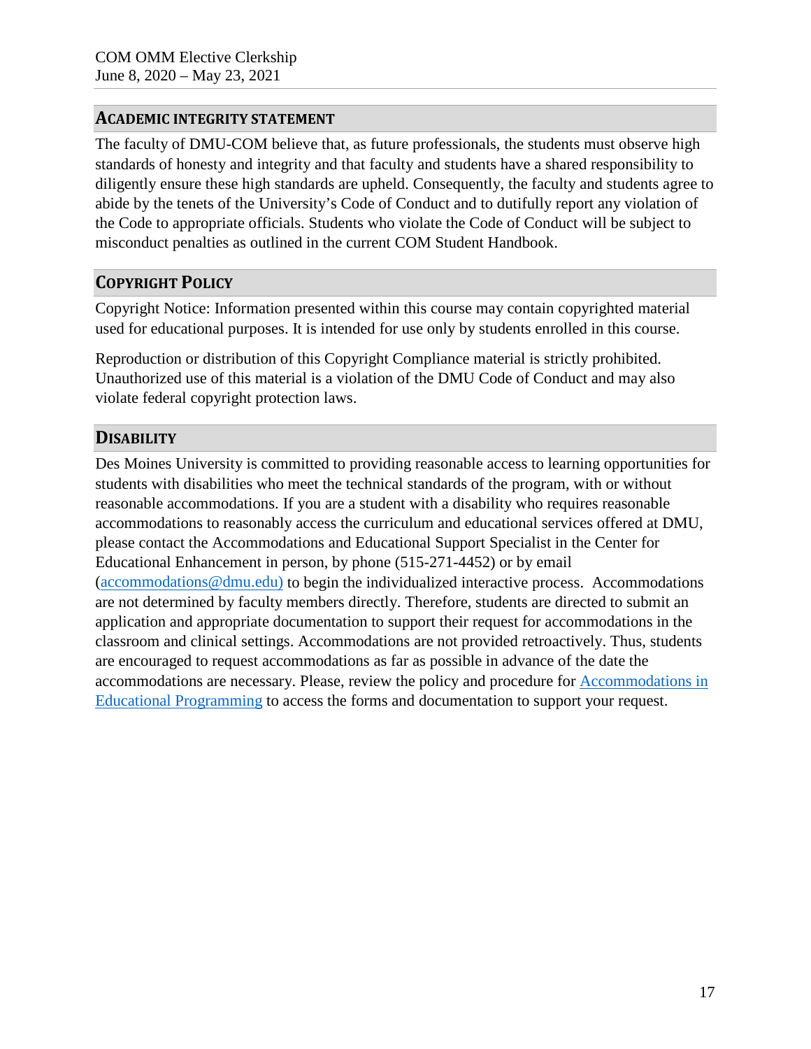## Academic Integrity Statement

The faculty of DMU-COM believe that, as future professionals, the students must observe high standards of honesty and integrity and that faculty and students have a shared responsibility to diligently ensure these high standards are upheld. Consequently, the faculty and students agree to abide by the tenets of the University's Code of Conduct and to dutifully report any violation of the Code to appropriate officials. Students who violate the Code of Conduct will be subject to misconduct penalties as outlined in the current COM Student Handbook.

## Copyright Policy

Copyright Notice: Information presented within this course may contain copyrighted material used for educational purposes. It is intended for use only by students enrolled in this course.

Reproduction or distribution of this Copyright Compliance material is strictly prohibited. Unauthorized use of this material is a violation of the DMU Code of Conduct and may also violate federal copyright protection laws.

## Disability

Des Moines University is committed to providing reasonable access to learning opportunities for students with disabilities who meet the technical standards of the program, with or without reasonable accommodations. If you are a student with a disability who requires reasonable accommodations to reasonably access the curriculum and educational services offered at DMU, please contact the Accommodations and Educational Support Specialist in the Center for Educational Enhancement in person, by phone (515-271-4452) or by email (accommodations@dmu.edu) to begin the individualized interactive process. Accommodations are not determined by faculty members directly. Therefore, students are directed to submit an application and appropriate documentation to support their request for accommodations in the classroom and clinical settings. Accommodations are not provided retroactively. Thus, students are encouraged to request accommodations as far as possible in advance of the date the accommodations are necessary. Please, review the policy and procedure for Accommodations in Educational Programming to access the forms and documentation to support your request.